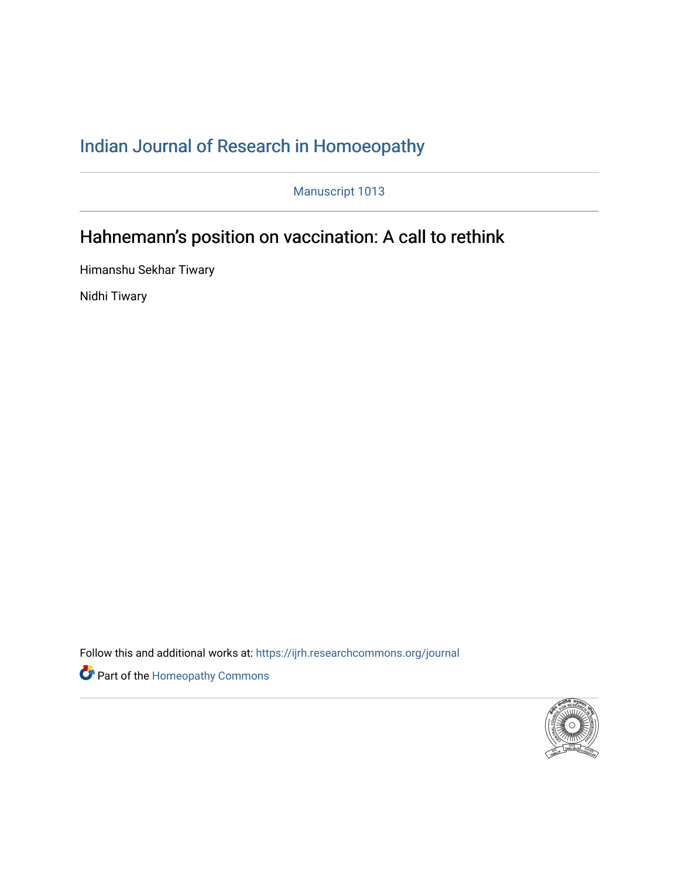Indian Journal of Research in Homoeopathy

Manuscript 1013

# Hahnemann's position on vaccination: A call to rethink

Himanshu Sekhar Tiwary

Nidhi Tiwary

Follow this and additional works at: https://ijrh.researchcommons.org/journal

Part of the Homeopathy Commons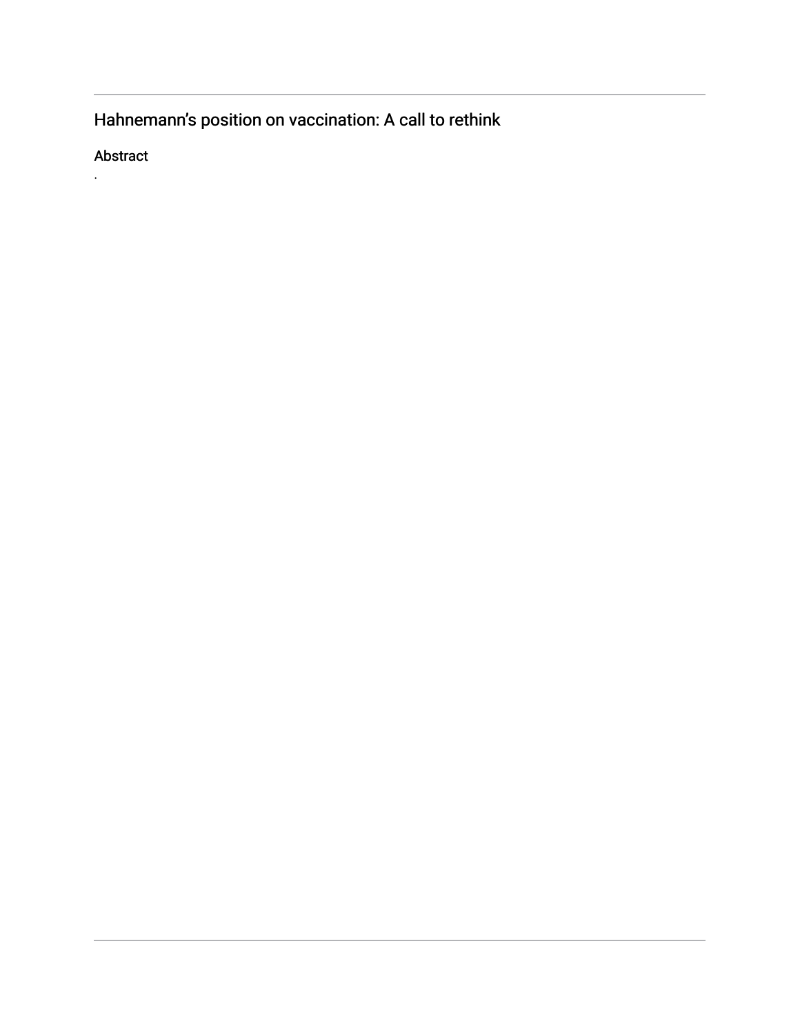## Hahnemann's position on vaccination: A call to rethink

### Abstract

.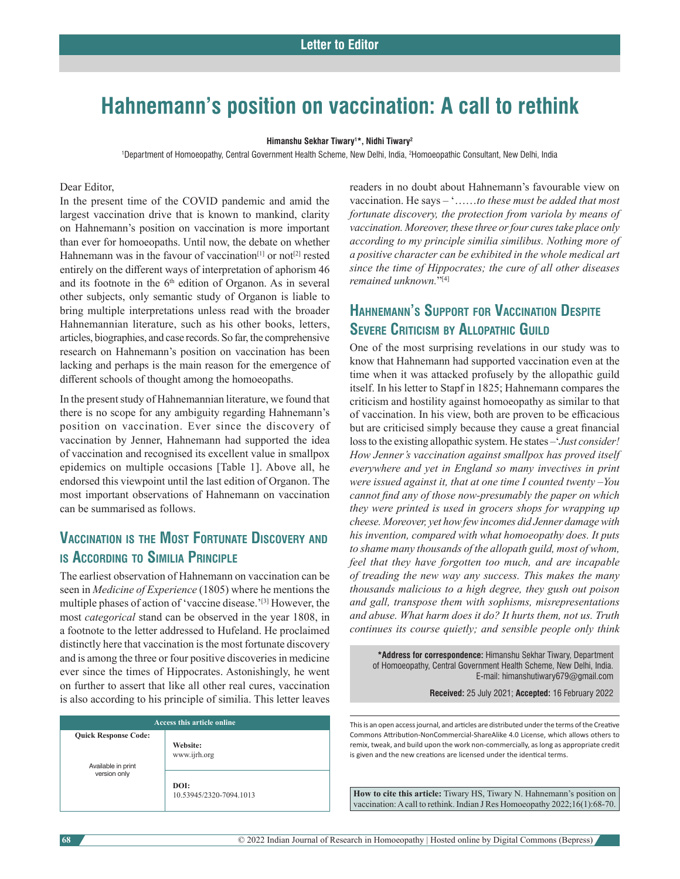# Hahnemann's position on vaccination: A call to rethink

**Himanshu Sekhar Tiwary[1]*, Nidhi Tiwary[2]**

[1]Department of Homoeopathy, Central Government Health Scheme, New Delhi, India, [2]Homoeopathic Consultant, New Delhi, India

Dear Editor,

In the present time of the COVID pandemic and amid the largest vaccination drive that is known to mankind, clarity on Hahnemann's position on vaccination is more important than ever for homoeopaths. Until now, the debate on whether Hahnemann was in the favour of vaccination[1] or not[2] rested entirely on the different ways of interpretation of aphorism 46 and its footnote in the 6th edition of Organon. As in several other subjects, only semantic study of Organon is liable to bring multiple interpretations unless read with the broader Hahnemannian literature, such as his other books, letters, articles, biographies, and case records. So far, the comprehensive research on Hahnemann's position on vaccination has been lacking and perhaps is the main reason for the emergence of different schools of thought among the homoeopaths.

In the present study of Hahnemannian literature, we found that there is no scope for any ambiguity regarding Hahnemann's position on vaccination. Ever since the discovery of vaccination by Jenner, Hahnemann had supported the idea of vaccination and recognised its excellent value in smallpox epidemics on multiple occasions [Table 1]. Above all, he endorsed this viewpoint until the last edition of Organon. The most important observations of Hahnemann on vaccination can be summarised as follows.

## Vaccination is the Most Fortunate Discovery and is According to Similia Principle

The earliest observation of Hahnemann on vaccination can be seen in *Medicine of Experience* (1805) where he mentions the multiple phases of action of 'vaccine disease.'[3] However, the most *categorical* stand can be observed in the year 1808, in a footnote to the letter addressed to Hufeland. He proclaimed distinctly here that vaccination is the most fortunate discovery and is among the three or four positive discoveries in medicine ever since the times of Hippocrates. Astonishingly, he went on further to assert that like all other real cures, vaccination is also according to his principle of similia. This letter leaves readers in no doubt about Hahnemann's favourable view on vaccination. He says – '*……to these must be added that most fortunate discovery, the protection from variola by means of vaccination. Moreover, these three or four cures take place only according to my principle similia similibus. Nothing more of a positive character can be exhibited in the whole medical art since the time of Hippocrates; the cure of all other diseases remained unknown.*'[4]

## Hahnemann's Support for Vaccination Despite Severe Criticism by Allopathic Guild

One of the most surprising revelations in our study was to know that Hahnemann had supported vaccination even at the time when it was attacked profusely by the allopathic guild itself. In his letter to Stapf in 1825; Hahnemann compares the criticism and hostility against homoeopathy as similar to that of vaccination. In his view, both are proven to be efficacious but are criticised simply because they cause a great financial loss to the existing allopathic system. He states –'*Just consider! How Jenner's vaccination against smallpox has proved itself everywhere and yet in England so many invectives in print were issued against it, that at one time I counted twenty –You cannot find any of those now-presumably the paper on which they were printed is used in grocers shops for wrapping up cheese. Moreover, yet how few incomes did Jenner damage with his invention, compared with what homoeopathy does. It puts to shame many thousands of the allopath guild, most of whom, feel that they have forgotten too much, and are incapable of treading the new way any success. This makes the many thousands malicious to a high degree, they gush out poison and gall, transpose them with sophisms, misrepresentations and abuse. What harm does it do? It hurts them, not us. Truth continues its course quietly; and sensible people only think*

**\*Address for correspondence:** Himanshu Sekhar Tiwary, Department of Homoeopathy, Central Government Health Scheme, New Delhi, India. E-mail: himanshutiwary679@gmail.com

**Received:** 25 July 2021; **Accepted:** 16 February 2022

| Access this article online | |
|---|---|
| **Quick Response Code:** | **Website:** www.ijrh.org |
| Available in print version only | **DOI:** 10.53945/2320-7094.1013 |

This is an open access journal, and articles are distributed under the terms of the Creative Commons Attribution-NonCommercial-ShareAlike 4.0 License, which allows others to remix, tweak, and build upon the work non-commercially, as long as appropriate credit is given and the new creations are licensed under the identical terms.

**How to cite this article:** Tiwary HS, Tiwary N. Hahnemann's position on vaccination: A call to rethink. Indian J Res Homoeopathy 2022;16(1):68-70.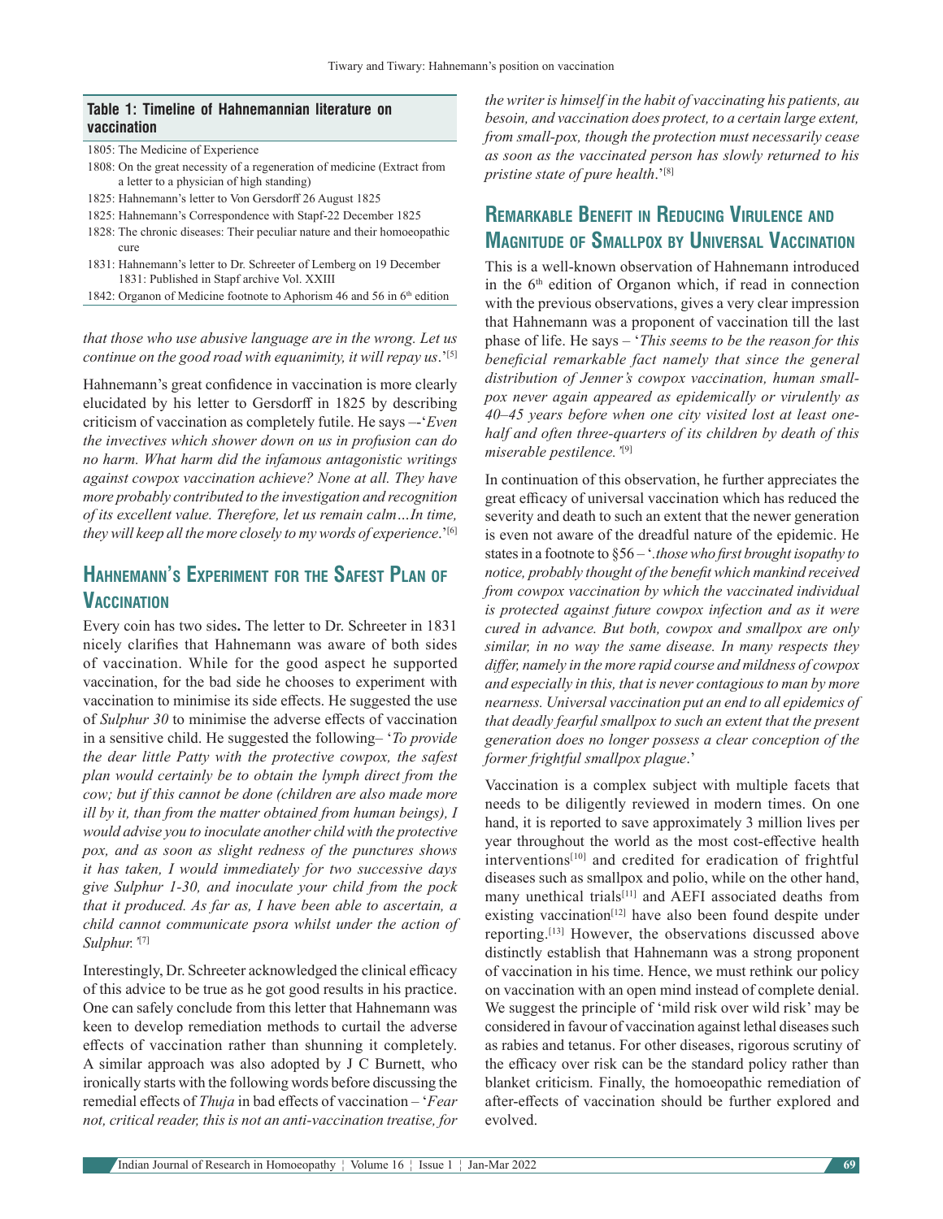**Table 1: Timeline of Hahnemannian literature on vaccination**

| |
|---|
| 1805: The Medicine of Experience |
| 1808: On the great necessity of a regeneration of medicine (Extract from a letter to a physician of high standing) |
| 1825: Hahnemann's letter to Von Gersdorff 26 August 1825 |
| 1825: Hahnemann's Correspondence with Stapf-22 December 1825 |
| 1828: The chronic diseases: Their peculiar nature and their homoeopathic cure |
| 1831: Hahnemann's letter to Dr. Schreeter of Lemberg on 19 December 1831: Published in Stapf archive Vol. XXIII |
| 1842: Organon of Medicine footnote to Aphorism 46 and 56 in 6th edition |

*that those who use abusive language are in the wrong. Let us continue on the good road with equanimity, it will repay us*.'[5]

Hahnemann's great confidence in vaccination is more clearly elucidated by his letter to Gersdorff in 1825 by describing criticism of vaccination as completely futile. He says –'*Even the invectives which shower down on us in profusion can do no harm. What harm did the infamous antagonistic writings against cowpox vaccination achieve? None at all. They have more probably contributed to the investigation and recognition of its excellent value. Therefore, let us remain calm…In time, they will keep all the more closely to my words of experience*.'[6]

## Hahnemann's Experiment for the Safest Plan of Vaccination

Every coin has two sides**.** The letter to Dr. Schreeter in 1831 nicely clarifies that Hahnemann was aware of both sides of vaccination. While for the good aspect he supported vaccination, for the bad side he chooses to experiment with vaccination to minimise its side effects. He suggested the use of *Sulphur 30* to minimise the adverse effects of vaccination in a sensitive child. He suggested the following– '*To provide the dear little Patty with the protective cowpox, the safest plan would certainly be to obtain the lymph direct from the cow; but if this cannot be done (children are also made more ill by it, than from the matter obtained from human beings), I would advise you to inoculate another child with the protective pox, and as soon as slight redness of the punctures shows it has taken, I would immediately for two successive days give Sulphur 1-30, and inoculate your child from the pock that it produced. As far as, I have been able to ascertain, a child cannot communicate psora whilst under the action of Sulphur.'*[7]

Interestingly, Dr. Schreeter acknowledged the clinical efficacy of this advice to be true as he got good results in his practice. One can safely conclude from this letter that Hahnemann was keen to develop remediation methods to curtail the adverse effects of vaccination rather than shunning it completely. A similar approach was also adopted by J C Burnett, who ironically starts with the following words before discussing the remedial effects of *Thuja* in bad effects of vaccination – '*Fear not, critical reader, this is not an anti-vaccination treatise, for the writer is himself in the habit of vaccinating his patients, au besoin, and vaccination does protect, to a certain large extent, from small-pox, though the protection must necessarily cease as soon as the vaccinated person has slowly returned to his pristine state of pure health*.'[8]

## Remarkable Benefit in Reducing Virulence and Magnitude of Smallpox by Universal Vaccination

This is a well-known observation of Hahnemann introduced in the 6th edition of Organon which, if read in connection with the previous observations, gives a very clear impression that Hahnemann was a proponent of vaccination till the last phase of life. He says – '*This seems to be the reason for this beneficial remarkable fact namely that since the general distribution of Jenner's cowpox vaccination, human smallpox never again appeared as epidemically or virulently as 40–45 years before when one city visited lost at least one-half and often three-quarters of its children by death of this miserable pestilence.'*[9]

In continuation of this observation, he further appreciates the great efficacy of universal vaccination which has reduced the severity and death to such an extent that the newer generation is even not aware of the dreadful nature of the epidemic. He states in a footnote to §56 – '*.those who first brought isopathy to notice, probably thought of the benefit which mankind received from cowpox vaccination by which the vaccinated individual is protected against future cowpox infection and as it were cured in advance. But both, cowpox and smallpox are only similar, in no way the same disease. In many respects they differ, namely in the more rapid course and mildness of cowpox and especially in this, that is never contagious to man by more nearness. Universal vaccination put an end to all epidemics of that deadly fearful smallpox to such an extent that the present generation does no longer possess a clear conception of the former frightful smallpox plague*.'

Vaccination is a complex subject with multiple facets that needs to be diligently reviewed in modern times. On one hand, it is reported to save approximately 3 million lives per year throughout the world as the most cost-effective health interventions[10] and credited for eradication of frightful diseases such as smallpox and polio, while on the other hand, many unethical trials[11] and AEFI associated deaths from existing vaccination[12] have also been found despite under reporting.[13] However, the observations discussed above distinctly establish that Hahnemann was a strong proponent of vaccination in his time. Hence, we must rethink our policy on vaccination with an open mind instead of complete denial. We suggest the principle of 'mild risk over wild risk' may be considered in favour of vaccination against lethal diseases such as rabies and tetanus. For other diseases, rigorous scrutiny of the efficacy over risk can be the standard policy rather than blanket criticism. Finally, the homoeopathic remediation of after-effects of vaccination should be further explored and evolved.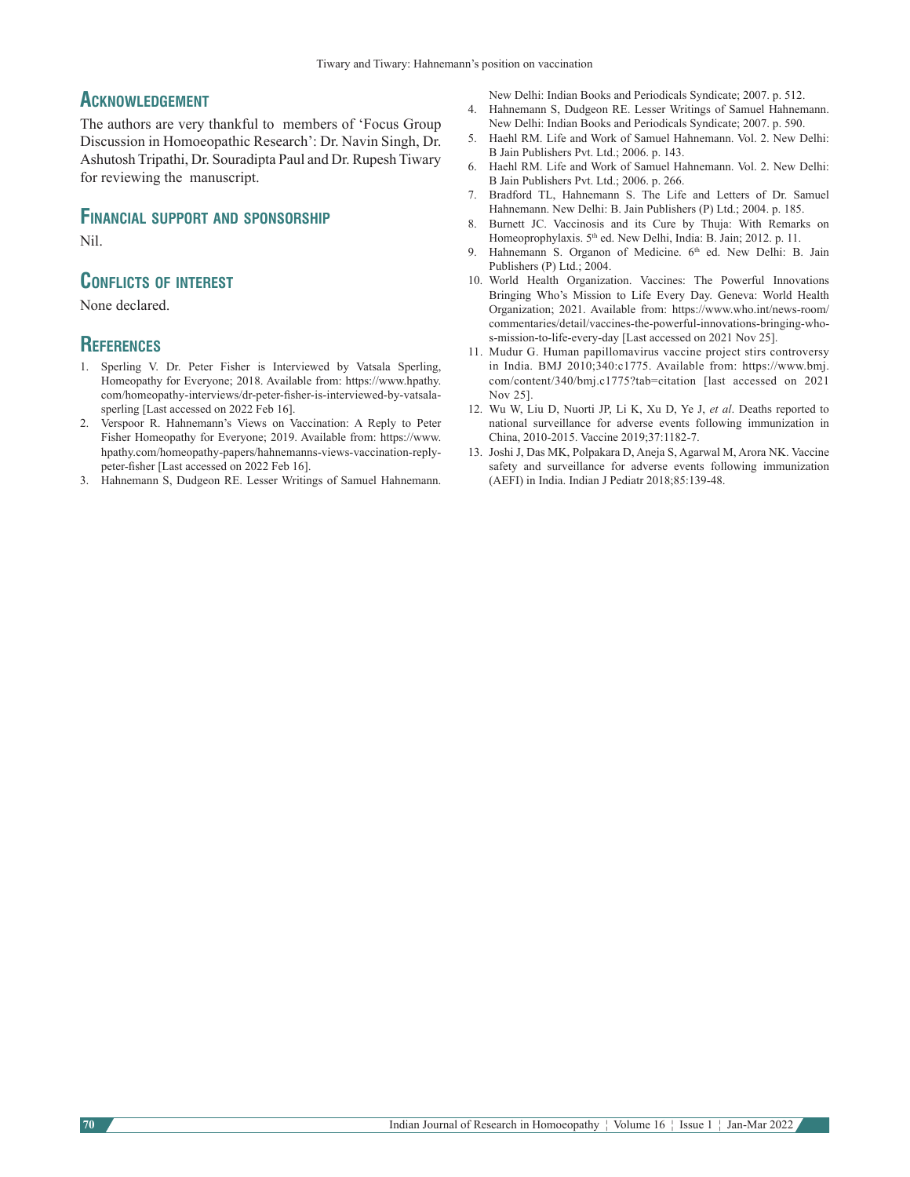## Acknowledgement

The authors are very thankful to members of 'Focus Group Discussion in Homoeopathic Research': Dr. Navin Singh, Dr. Ashutosh Tripathi, Dr. Souradipta Paul and Dr. Rupesh Tiwary for reviewing the manuscript.

## Financial support and sponsorship

Nil.

## Conflicts of interest

None declared.

## References

1. Sperling V. Dr. Peter Fisher is Interviewed by Vatsala Sperling, Homeopathy for Everyone; 2018. Available from: https://www.hpathy.com/homeopathy-interviews/dr-peter-fisher-is-interviewed-by-vatsala-sperling [Last accessed on 2022 Feb 16].
2. Verspoor R. Hahnemann's Views on Vaccination: A Reply to Peter Fisher Homeopathy for Everyone; 2019. Available from: https://www.hpathy.com/homeopathy-papers/hahnemanns-views-vaccination-reply-peter-fisher [Last accessed on 2022 Feb 16].
3. Hahnemann S, Dudgeon RE. Lesser Writings of Samuel Hahnemann. New Delhi: Indian Books and Periodicals Syndicate; 2007. p. 512.
4. Hahnemann S, Dudgeon RE. Lesser Writings of Samuel Hahnemann. New Delhi: Indian Books and Periodicals Syndicate; 2007. p. 590.
5. Haehl RM. Life and Work of Samuel Hahnemann. Vol. 2. New Delhi: B Jain Publishers Pvt. Ltd.; 2006. p. 143.
6. Haehl RM. Life and Work of Samuel Hahnemann. Vol. 2. New Delhi: B Jain Publishers Pvt. Ltd.; 2006. p. 266.
7. Bradford TL, Hahnemann S. The Life and Letters of Dr. Samuel Hahnemann. New Delhi: B. Jain Publishers (P) Ltd.; 2004. p. 185.
8. Burnett JC. Vaccinosis and its Cure by Thuja: With Remarks on Homeoprophylaxis. 5th ed. New Delhi, India: B. Jain; 2012. p. 11.
9. Hahnemann S. Organon of Medicine. 6th ed. New Delhi: B. Jain Publishers (P) Ltd.; 2004.
10. World Health Organization. Vaccines: The Powerful Innovations Bringing Who's Mission to Life Every Day. Geneva: World Health Organization; 2021. Available from: https://www.who.int/news-room/commentaries/detail/vaccines-the-powerful-innovations-bringing-whos-mission-to-life-every-day [Last accessed on 2021 Nov 25].
11. Mudur G. Human papillomavirus vaccine project stirs controversy in India. BMJ 2010;340:c1775. Available from: https://www.bmj.com/content/340/bmj.c1775?tab=citation [last accessed on 2021 Nov 25].
12. Wu W, Liu D, Nuorti JP, Li K, Xu D, Ye J, *et al*. Deaths reported to national surveillance for adverse events following immunization in China, 2010-2015. Vaccine 2019;37:1182-7.
13. Joshi J, Das MK, Polpakara D, Aneja S, Agarwal M, Arora NK. Vaccine safety and surveillance for adverse events following immunization (AEFI) in India. Indian J Pediatr 2018;85:139-48.